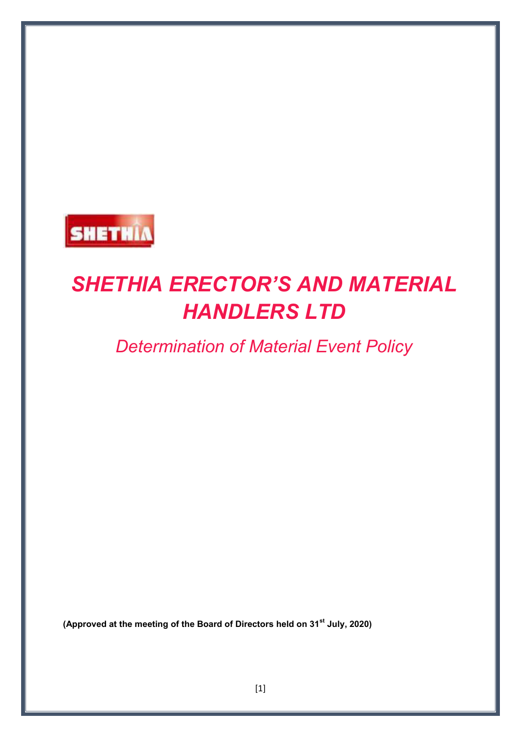# *SHETHIA ERECTOR'S AND MATERIAL HANDLERS LTD*

## *Determination of Material Event Policy*

**(Approved at the meeting of the Board of Directors held on 31st July, 2020)**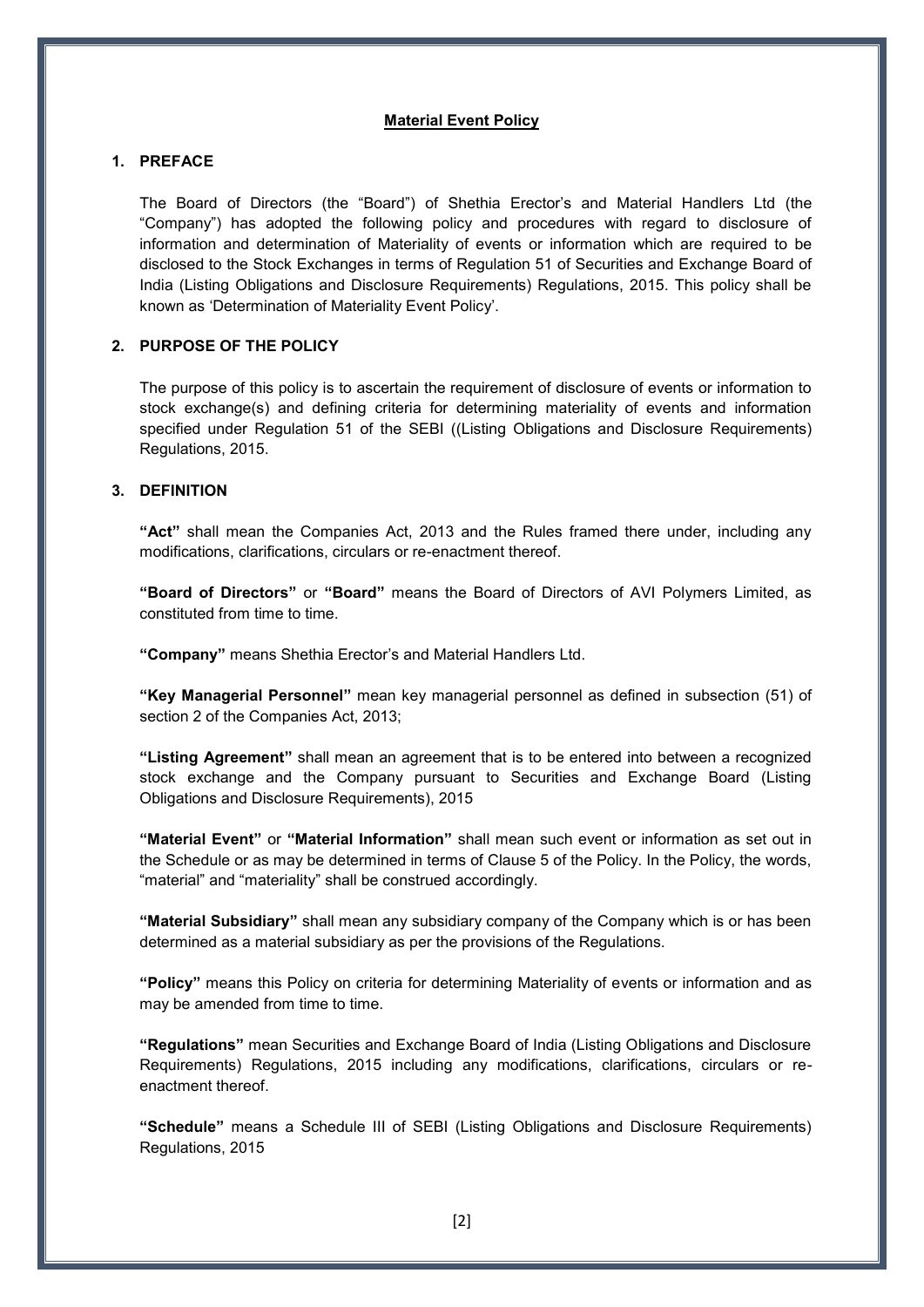## Material Event Policy

### 1. PREFACE

The Board of Directors (the "Board") of Shethia Erector's and Material Handlers Ltd (the "Company") has adopted the following policy and procedures with regard to disclosure of information and determination of Materiality of events or information which are required to be disclosed to the Stock Exchanges in terms of Regulation 51 of Securities and Exchange Board of India (Listing Obligations and Disclosure Requirements) Regulations, 2015. This policy shall be known as 'Determination of Materiality Event Policy'.

### 2. PURPOSE OF THE POLICY

The purpose of this policy is to ascertain the requirement of disclosure of events or information to stock exchange(s) and defining criteria for determining materiality of events and information specified under Regulation 51 of the SEBI ((Listing Obligations and Disclosure Requirements) Regulations, 2015.

### 3. DEFINITION

**"Act"** shall mean the Companies Act, 2013 and the Rules framed there under, including any modifications, clarifications, circulars or re-enactment thereof.

**"Board of Directors"** or **"Board"** means the Board of Directors of AVI Polymers Limited, as constituted from time to time.

**"Company"** means Shethia Erector's and Material Handlers Ltd.

**"Key Managerial Personnel"** mean key managerial personnel as defined in subsection (51) of section 2 of the Companies Act, 2013;

**"Listing Agreement"** shall mean an agreement that is to be entered into between a recognized stock exchange and the Company pursuant to Securities and Exchange Board (Listing Obligations and Disclosure Requirements), 2015

**"Material Event"** or **"Material Information"** shall mean such event or information as set out in the Schedule or as may be determined in terms of Clause 5 of the Policy. In the Policy, the words, "material" and "materiality" shall be construed accordingly.

**"Material Subsidiary"** shall mean any subsidiary company of the Company which is or has been determined as a material subsidiary as per the provisions of the Regulations.

**"Policy"** means this Policy on criteria for determining Materiality of events or information and as may be amended from time to time.

**"Regulations"** mean Securities and Exchange Board of India (Listing Obligations and Disclosure Requirements) Regulations, 2015 including any modifications, clarifications, circulars or re-enactment thereof.

**"Schedule"** means a Schedule III of SEBI (Listing Obligations and Disclosure Requirements) Regulations, 2015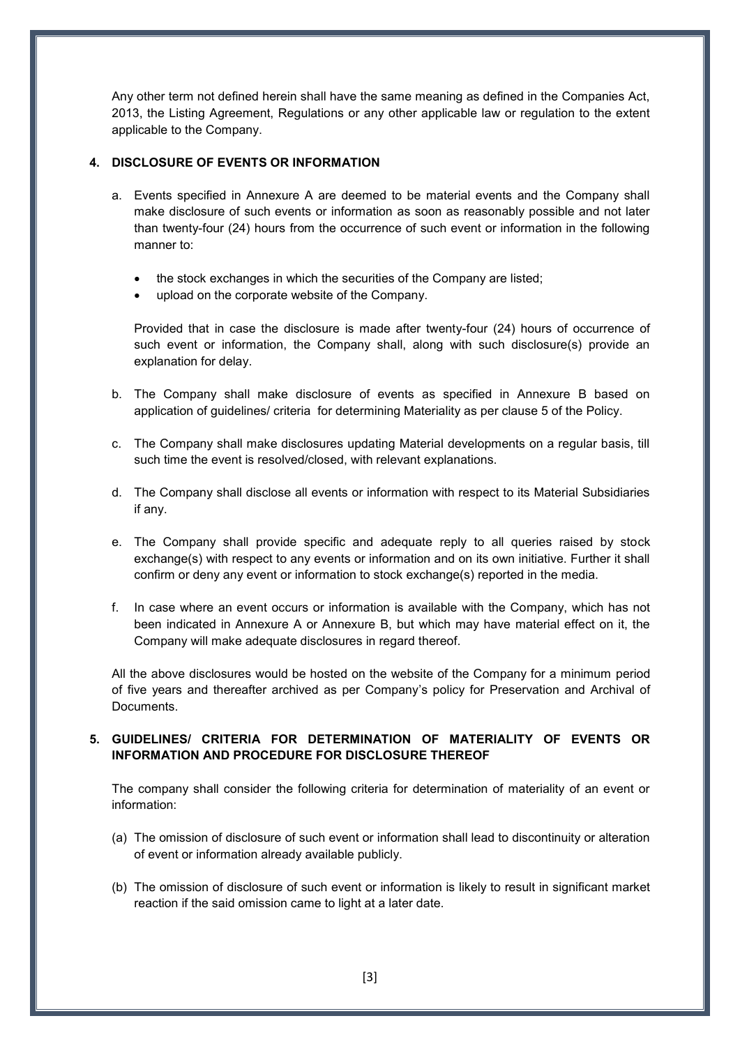Any other term not defined herein shall have the same meaning as defined in the Companies Act, 2013, the Listing Agreement, Regulations or any other applicable law or regulation to the extent applicable to the Company.

## 4. DISCLOSURE OF EVENTS OR INFORMATION

a. Events specified in Annexure A are deemed to be material events and the Company shall make disclosure of such events or information as soon as reasonably possible and not later than twenty-four (24) hours from the occurrence of such event or information in the following manner to:

- the stock exchanges in which the securities of the Company are listed;
- upload on the corporate website of the Company.

Provided that in case the disclosure is made after twenty-four (24) hours of occurrence of such event or information, the Company shall, along with such disclosure(s) provide an explanation for delay.

b. The Company shall make disclosure of events as specified in Annexure B based on application of guidelines/ criteria for determining Materiality as per clause 5 of the Policy.

c. The Company shall make disclosures updating Material developments on a regular basis, till such time the event is resolved/closed, with relevant explanations.

d. The Company shall disclose all events or information with respect to its Material Subsidiaries if any.

e. The Company shall provide specific and adequate reply to all queries raised by stock exchange(s) with respect to any events or information and on its own initiative. Further it shall confirm or deny any event or information to stock exchange(s) reported in the media.

f. In case where an event occurs or information is available with the Company, which has not been indicated in Annexure A or Annexure B, but which may have material effect on it, the Company will make adequate disclosures in regard thereof.

All the above disclosures would be hosted on the website of the Company for a minimum period of five years and thereafter archived as per Company's policy for Preservation and Archival of Documents.

## 5. GUIDELINES/ CRITERIA FOR DETERMINATION OF MATERIALITY OF EVENTS OR INFORMATION AND PROCEDURE FOR DISCLOSURE THEREOF

The company shall consider the following criteria for determination of materiality of an event or information:

(a) The omission of disclosure of such event or information shall lead to discontinuity or alteration of event or information already available publicly.

(b) The omission of disclosure of such event or information is likely to result in significant market reaction if the said omission came to light at a later date.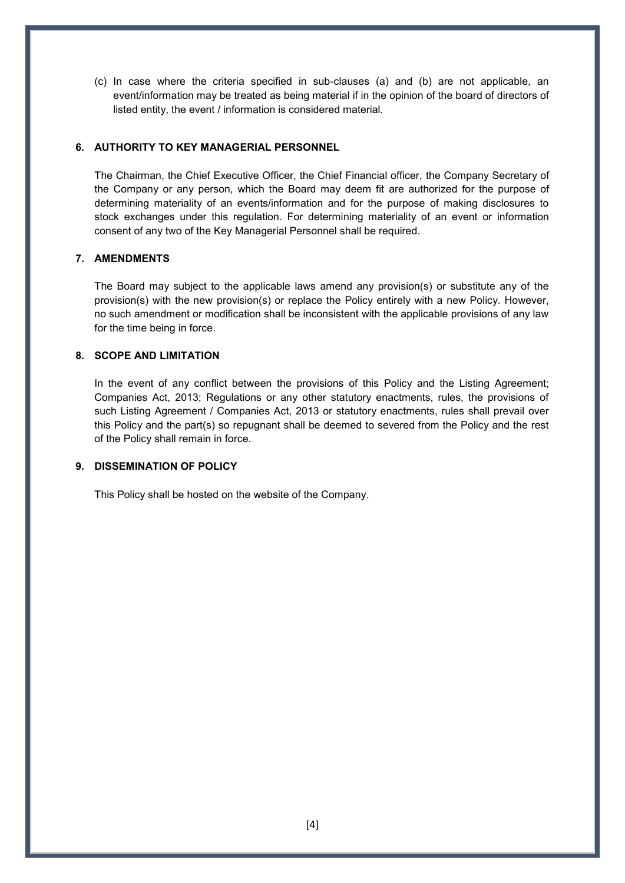(c) In case where the criteria specified in sub-clauses (a) and (b) are not applicable, an event/information may be treated as being material if in the opinion of the board of directors of listed entity, the event / information is considered material.

## 6. AUTHORITY TO KEY MANAGERIAL PERSONNEL

The Chairman, the Chief Executive Officer, the Chief Financial officer, the Company Secretary of the Company or any person, which the Board may deem fit are authorized for the purpose of determining materiality of an events/information and for the purpose of making disclosures to stock exchanges under this regulation. For determining materiality of an event or information consent of any two of the Key Managerial Personnel shall be required.

## 7. AMENDMENTS

The Board may subject to the applicable laws amend any provision(s) or substitute any of the provision(s) with the new provision(s) or replace the Policy entirely with a new Policy. However, no such amendment or modification shall be inconsistent with the applicable provisions of any law for the time being in force.

## 8. SCOPE AND LIMITATION

In the event of any conflict between the provisions of this Policy and the Listing Agreement; Companies Act, 2013; Regulations or any other statutory enactments, rules, the provisions of such Listing Agreement / Companies Act, 2013 or statutory enactments, rules shall prevail over this Policy and the part(s) so repugnant shall be deemed to severed from the Policy and the rest of the Policy shall remain in force.

## 9. DISSEMINATION OF POLICY

This Policy shall be hosted on the website of the Company.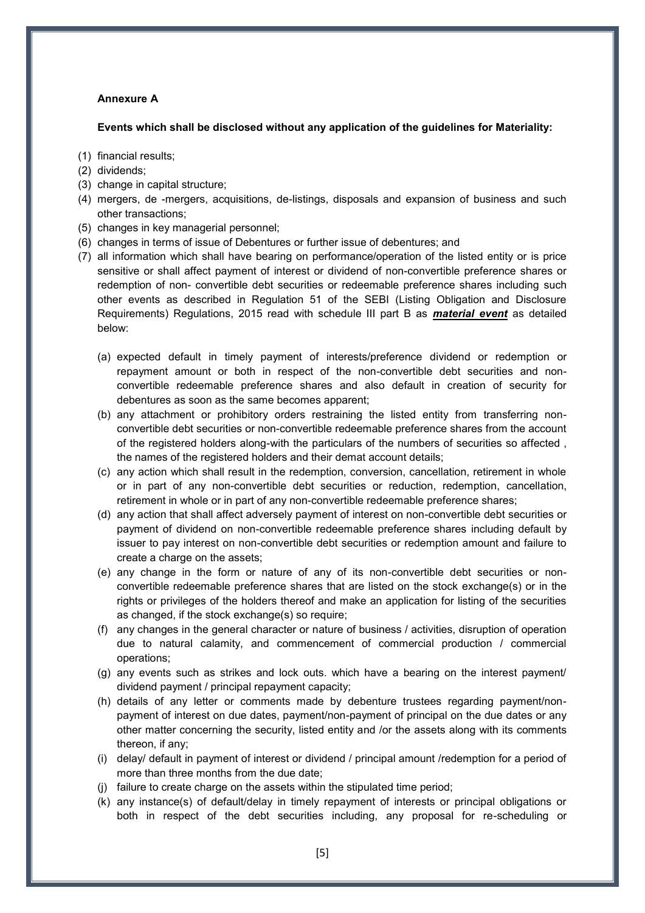**Annexure A**

**Events which shall be disclosed without any application of the guidelines for Materiality:**

(1) financial results;
(2) dividends;
(3) change in capital structure;
(4) mergers, de -mergers, acquisitions, de-listings, disposals and expansion of business and such other transactions;
(5) changes in key managerial personnel;
(6) changes in terms of issue of Debentures or further issue of debentures; and
(7) all information which shall have bearing on performance/operation of the listed entity or is price sensitive or shall affect payment of interest or dividend of non-convertible preference shares or redemption of non- convertible debt securities or redeemable preference shares including such other events as described in Regulation 51 of the SEBI (Listing Obligation and Disclosure Requirements) Regulations, 2015 read with schedule III part B as ***material event*** as detailed below:

   (a) expected default in timely payment of interests/preference dividend or redemption or repayment amount or both in respect of the non-convertible debt securities and non-convertible redeemable preference shares and also default in creation of security for debentures as soon as the same becomes apparent;
   (b) any attachment or prohibitory orders restraining the listed entity from transferring non-convertible debt securities or non-convertible redeemable preference shares from the account of the registered holders along-with the particulars of the numbers of securities so affected , the names of the registered holders and their demat account details;
   (c) any action which shall result in the redemption, conversion, cancellation, retirement in whole or in part of any non-convertible debt securities or reduction, redemption, cancellation, retirement in whole or in part of any non-convertible redeemable preference shares;
   (d) any action that shall affect adversely payment of interest on non-convertible debt securities or payment of dividend on non-convertible redeemable preference shares including default by issuer to pay interest on non-convertible debt securities or redemption amount and failure to create a charge on the assets;
   (e) any change in the form or nature of any of its non-convertible debt securities or non-convertible redeemable preference shares that are listed on the stock exchange(s) or in the rights or privileges of the holders thereof and make an application for listing of the securities as changed, if the stock exchange(s) so require;
   (f) any changes in the general character or nature of business / activities, disruption of operation due to natural calamity, and commencement of commercial production / commercial operations;
   (g) any events such as strikes and lock outs. which have a bearing on the interest payment/ dividend payment / principal repayment capacity;
   (h) details of any letter or comments made by debenture trustees regarding payment/non-payment of interest on due dates, payment/non-payment of principal on the due dates or any other matter concerning the security, listed entity and /or the assets along with its comments thereon, if any;
   (i) delay/ default in payment of interest or dividend / principal amount /redemption for a period of more than three months from the due date;
   (j) failure to create charge on the assets within the stipulated time period;
   (k) any instance(s) of default/delay in timely repayment of interests or principal obligations or both in respect of the debt securities including, any proposal for re-scheduling or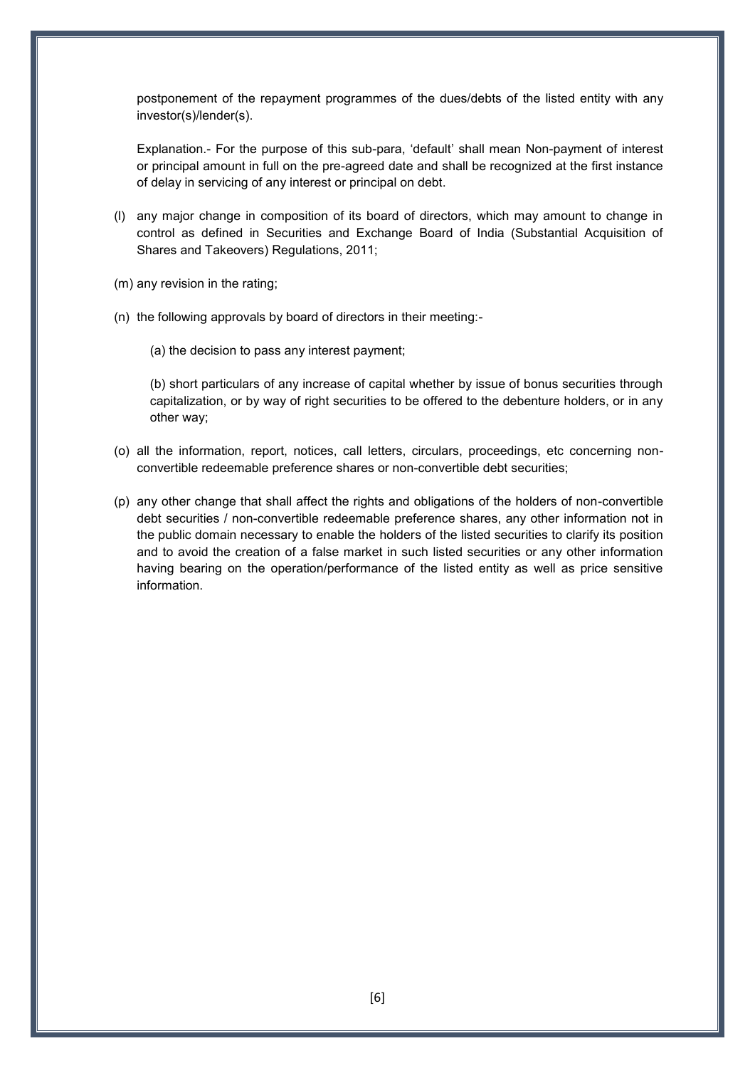postponement of the repayment programmes of the dues/debts of the listed entity with any investor(s)/lender(s).

Explanation.- For the purpose of this sub-para, 'default' shall mean Non-payment of interest or principal amount in full on the pre-agreed date and shall be recognized at the first instance of delay in servicing of any interest or principal on debt.

(l) any major change in composition of its board of directors, which may amount to change in control as defined in Securities and Exchange Board of India (Substantial Acquisition of Shares and Takeovers) Regulations, 2011;

(m) any revision in the rating;

(n) the following approvals by board of directors in their meeting:-

(a) the decision to pass any interest payment;

(b) short particulars of any increase of capital whether by issue of bonus securities through capitalization, or by way of right securities to be offered to the debenture holders, or in any other way;

(o) all the information, report, notices, call letters, circulars, proceedings, etc concerning non-convertible redeemable preference shares or non-convertible debt securities;

(p) any other change that shall affect the rights and obligations of the holders of non-convertible debt securities / non-convertible redeemable preference shares, any other information not in the public domain necessary to enable the holders of the listed securities to clarify its position and to avoid the creation of a false market in such listed securities or any other information having bearing on the operation/performance of the listed entity as well as price sensitive information.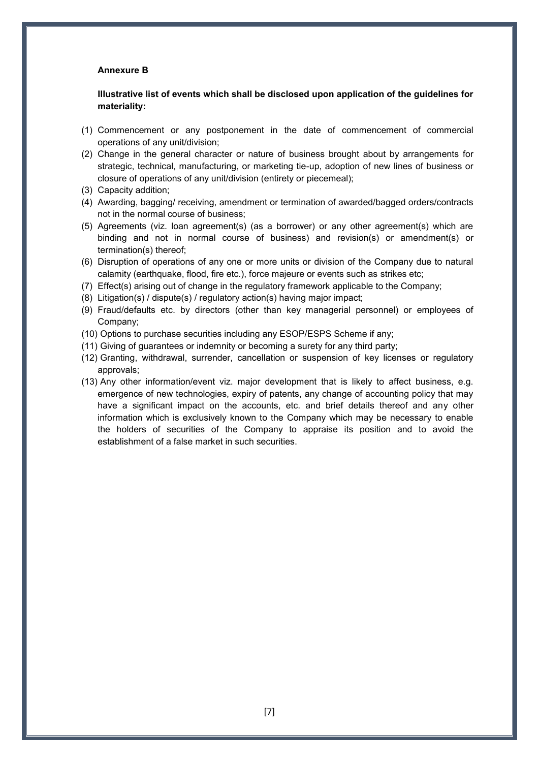**Annexure B**

**Illustrative list of events which shall be disclosed upon application of the guidelines for materiality:**

(1) Commencement or any postponement in the date of commencement of commercial operations of any unit/division;

(2) Change in the general character or nature of business brought about by arrangements for strategic, technical, manufacturing, or marketing tie-up, adoption of new lines of business or closure of operations of any unit/division (entirety or piecemeal);

(3) Capacity addition;

(4) Awarding, bagging/ receiving, amendment or termination of awarded/bagged orders/contracts not in the normal course of business;

(5) Agreements (viz. loan agreement(s) (as a borrower) or any other agreement(s) which are binding and not in normal course of business) and revision(s) or amendment(s) or termination(s) thereof;

(6) Disruption of operations of any one or more units or division of the Company due to natural calamity (earthquake, flood, fire etc.), force majeure or events such as strikes etc;

(7) Effect(s) arising out of change in the regulatory framework applicable to the Company;

(8) Litigation(s) / dispute(s) / regulatory action(s) having major impact;

(9) Fraud/defaults etc. by directors (other than key managerial personnel) or employees of Company;

(10) Options to purchase securities including any ESOP/ESPS Scheme if any;

(11) Giving of guarantees or indemnity or becoming a surety for any third party;

(12) Granting, withdrawal, surrender, cancellation or suspension of key licenses or regulatory approvals;

(13) Any other information/event viz. major development that is likely to affect business, e.g. emergence of new technologies, expiry of patents, any change of accounting policy that may have a significant impact on the accounts, etc. and brief details thereof and any other information which is exclusively known to the Company which may be necessary to enable the holders of securities of the Company to appraise its position and to avoid the establishment of a false market in such securities.